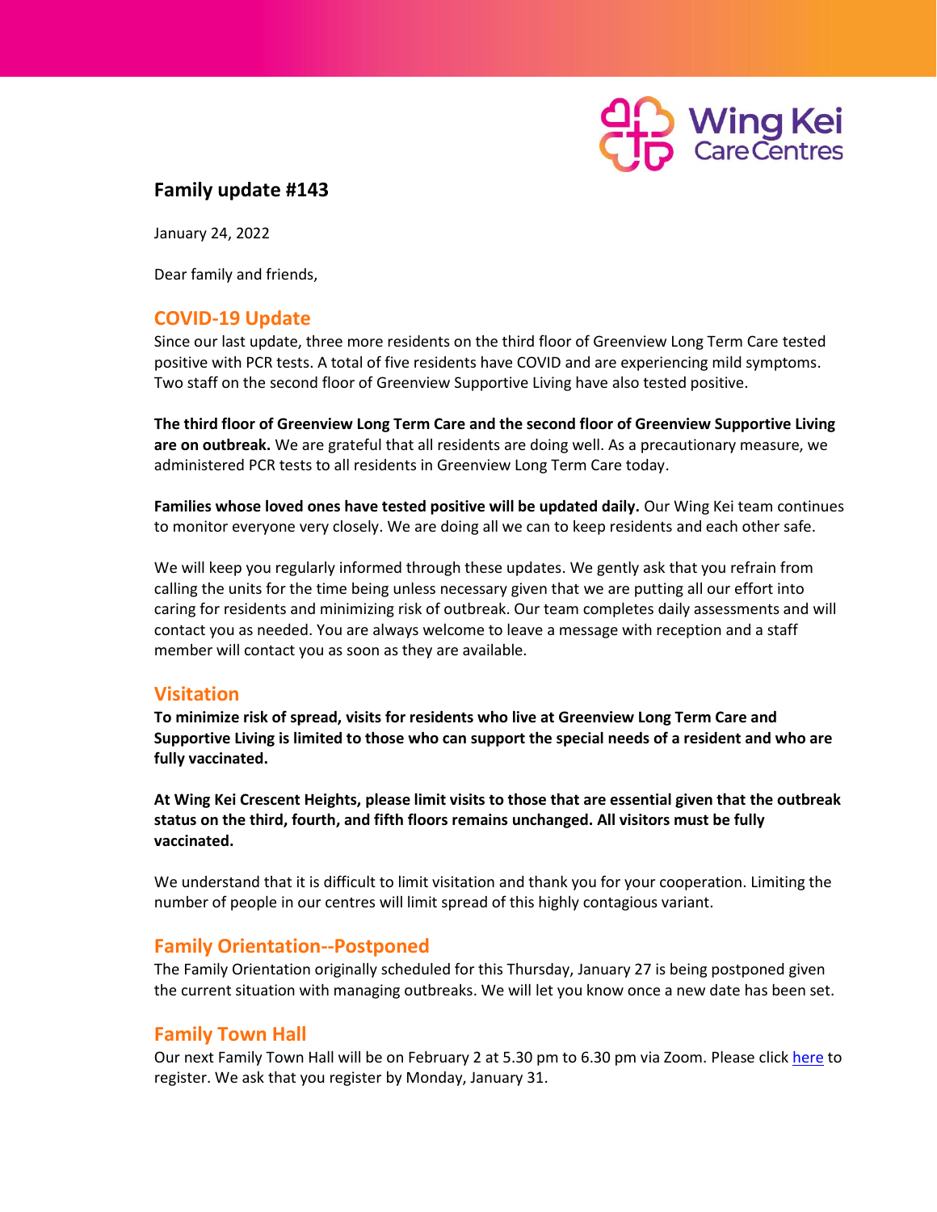# Family update #143

January 24, 2022

Dear family and friends,

## COVID-19 Update

Since our last update, three more residents on the third floor of Greenview Long Term Care tested positive with PCR tests. A total of five residents have COVID and are experiencing mild symptoms. Two staff on the second floor of Greenview Supportive Living have also tested positive.

**The third floor of Greenview Long Term Care and the second floor of Greenview Supportive Living are on outbreak.** We are grateful that all residents are doing well. As a precautionary measure, we administered PCR tests to all residents in Greenview Long Term Care today.

**Families whose loved ones have tested positive will be updated daily.** Our Wing Kei team continues to monitor everyone very closely. We are doing all we can to keep residents and each other safe.

We will keep you regularly informed through these updates. We gently ask that you refrain from calling the units for the time being unless necessary given that we are putting all our effort into caring for residents and minimizing risk of outbreak. Our team completes daily assessments and will contact you as needed. You are always welcome to leave a message with reception and a staff member will contact you as soon as they are available.

## Visitation

**To minimize risk of spread, visits for residents who live at Greenview Long Term Care and Supportive Living is limited to those who can support the special needs of a resident and who are fully vaccinated.**

**At Wing Kei Crescent Heights, please limit visits to those that are essential given that the outbreak status on the third, fourth, and fifth floors remains unchanged. All visitors must be fully vaccinated.**

We understand that it is difficult to limit visitation and thank you for your cooperation. Limiting the number of people in our centres will limit spread of this highly contagious variant.

## Family Orientation--Postponed

The Family Orientation originally scheduled for this Thursday, January 27 is being postponed given the current situation with managing outbreaks. We will let you know once a new date has been set.

## Family Town Hall

Our next Family Town Hall will be on February 2 at 5.30 pm to 6.30 pm via Zoom. Please click here to register. We ask that you register by Monday, January 31.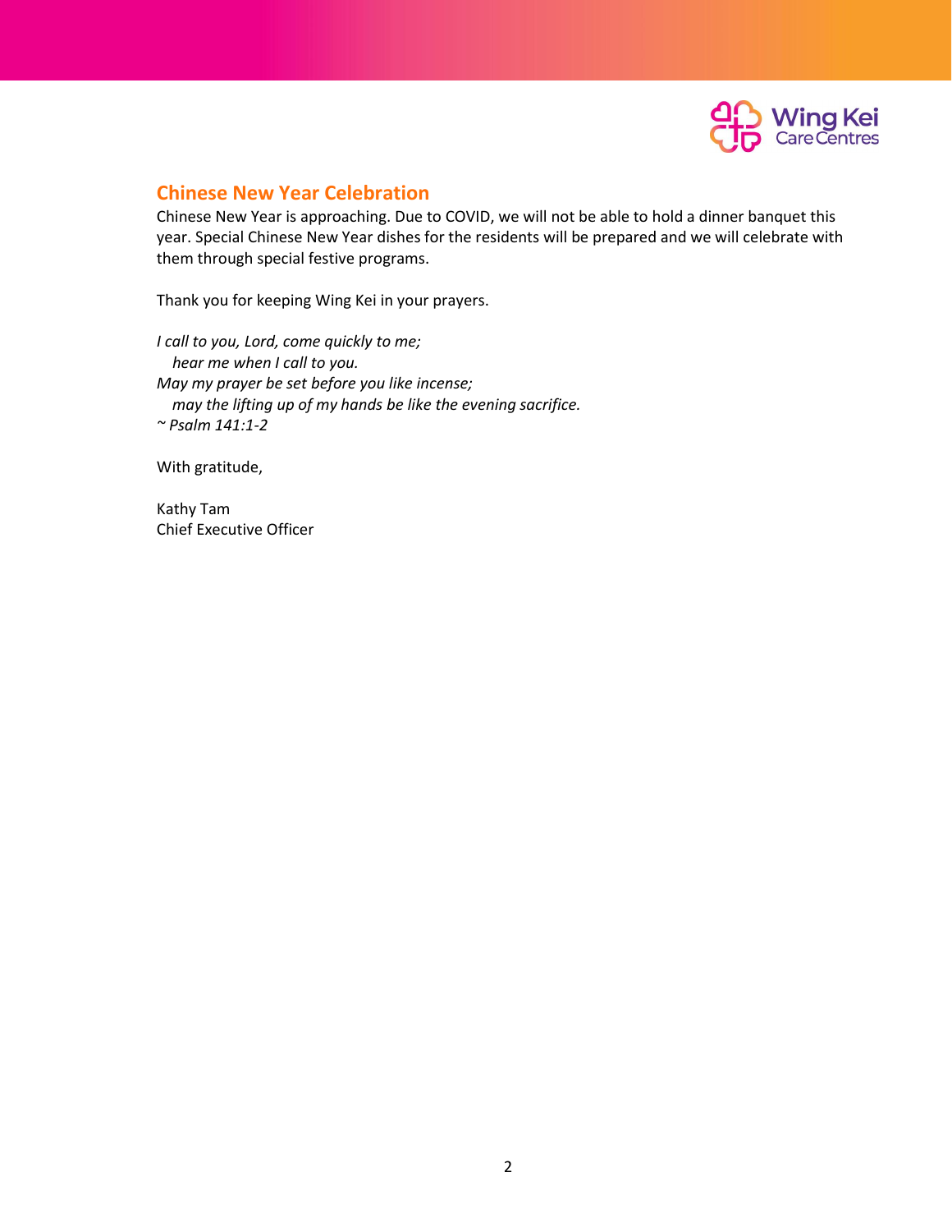## Chinese New Year Celebration

Chinese New Year is approaching. Due to COVID, we will not be able to hold a dinner banquet this year. Special Chinese New Year dishes for the residents will be prepared and we will celebrate with them through special festive programs.

Thank you for keeping Wing Kei in your prayers.

*I call to you, Lord, come quickly to me;*
*hear me when I call to you.*
*May my prayer be set before you like incense;*
*may the lifting up of my hands be like the evening sacrifice.*
*~ Psalm 141:1-2*

With gratitude,

Kathy Tam
Chief Executive Officer